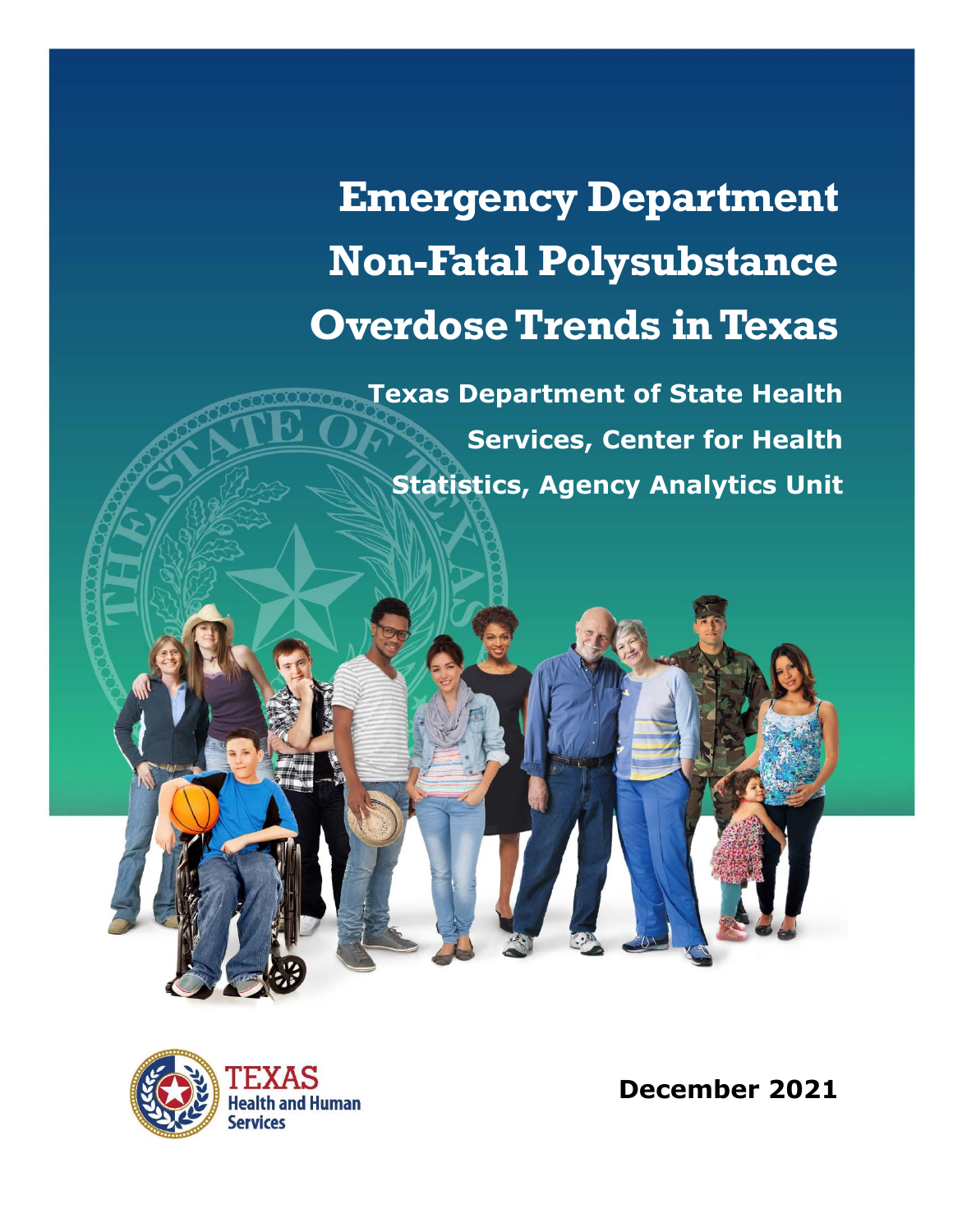# Emergency Department Non-Fatal Polysubstance Overdose Trends in Texas

**Texas Department of State Health Services, Center for Health Statistics, Agency Analytics Unit**

TEXAS Health and Human Services

**December 2021**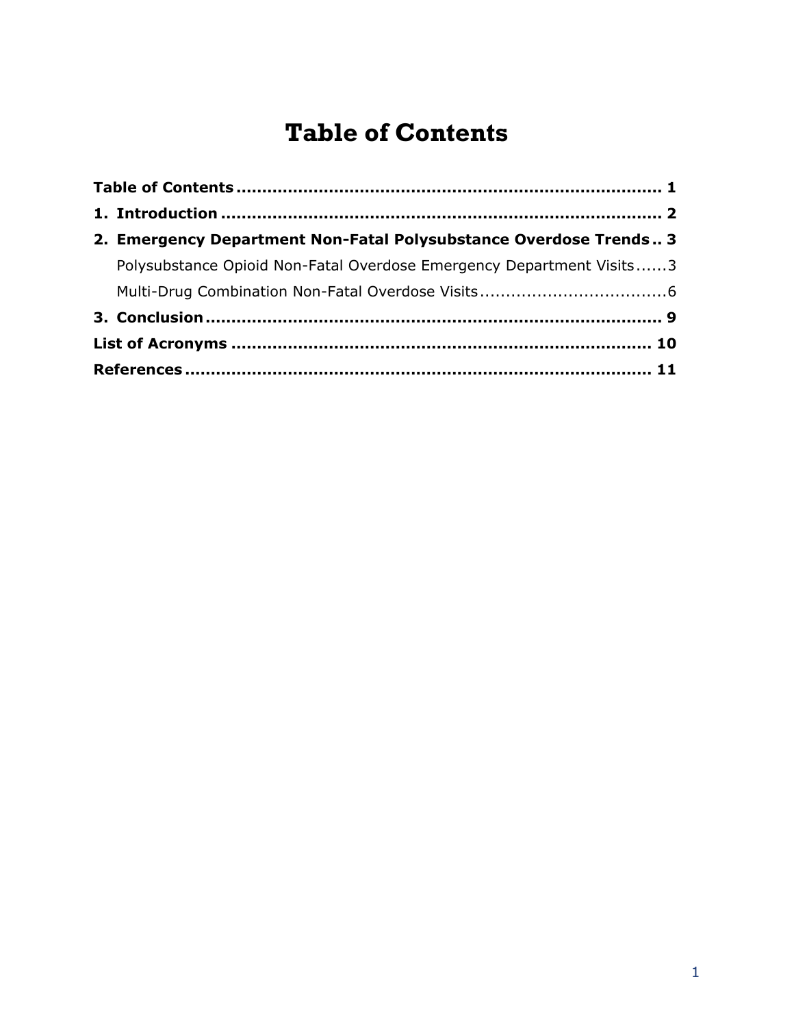# Table of Contents

**Table of Contents** .................................................................................. **1**

**1. Introduction** .................................................................................... **2**

**2. Emergency Department Non-Fatal Polysubstance Overdose Trends** .. **3**

- Polysubstance Opioid Non-Fatal Overdose Emergency Department Visits......3
- Multi-Drug Combination Non-Fatal Overdose Visits....................................6

**3. Conclusion** ....................................................................................... **9**

**List of Acronyms** ................................................................................. **10**

**References** .......................................................................................... **11**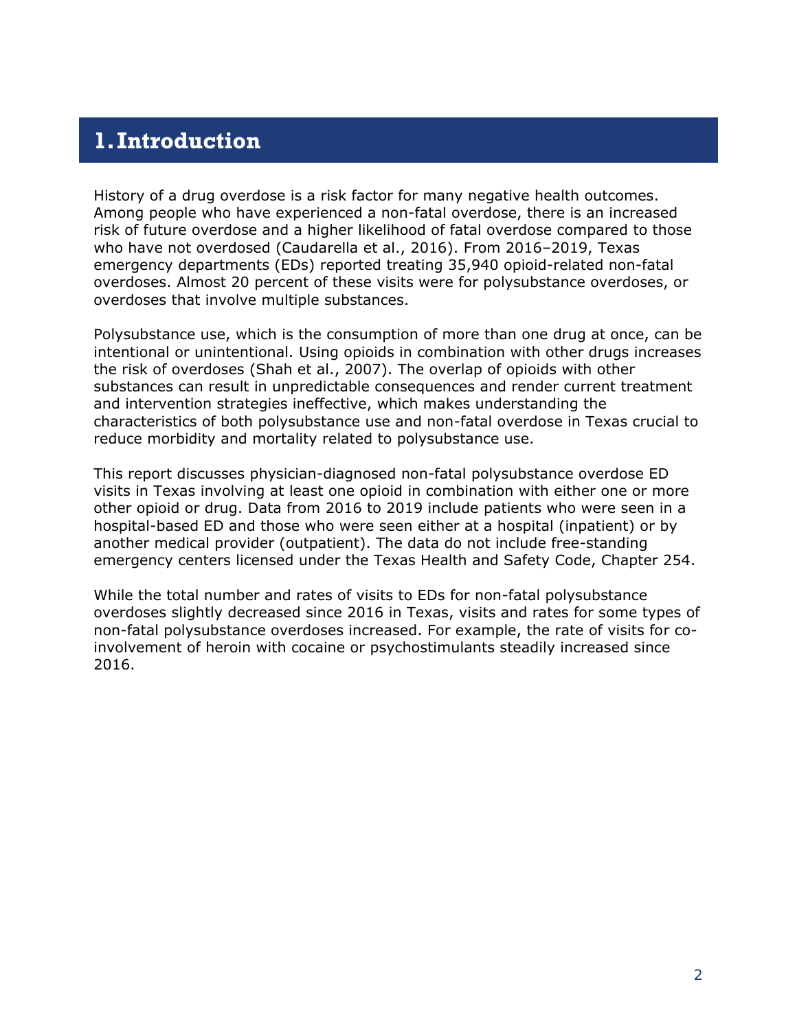# 1. Introduction

History of a drug overdose is a risk factor for many negative health outcomes. Among people who have experienced a non-fatal overdose, there is an increased risk of future overdose and a higher likelihood of fatal overdose compared to those who have not overdosed (Caudarella et al., 2016). From 2016–2019, Texas emergency departments (EDs) reported treating 35,940 opioid-related non-fatal overdoses. Almost 20 percent of these visits were for polysubstance overdoses, or overdoses that involve multiple substances.

Polysubstance use, which is the consumption of more than one drug at once, can be intentional or unintentional. Using opioids in combination with other drugs increases the risk of overdoses (Shah et al., 2007). The overlap of opioids with other substances can result in unpredictable consequences and render current treatment and intervention strategies ineffective, which makes understanding the characteristics of both polysubstance use and non-fatal overdose in Texas crucial to reduce morbidity and mortality related to polysubstance use.

This report discusses physician-diagnosed non-fatal polysubstance overdose ED visits in Texas involving at least one opioid in combination with either one or more other opioid or drug. Data from 2016 to 2019 include patients who were seen in a hospital-based ED and those who were seen either at a hospital (inpatient) or by another medical provider (outpatient). The data do not include free-standing emergency centers licensed under the Texas Health and Safety Code, Chapter 254.

While the total number and rates of visits to EDs for non-fatal polysubstance overdoses slightly decreased since 2016 in Texas, visits and rates for some types of non-fatal polysubstance overdoses increased. For example, the rate of visits for co-involvement of heroin with cocaine or psychostimulants steadily increased since 2016.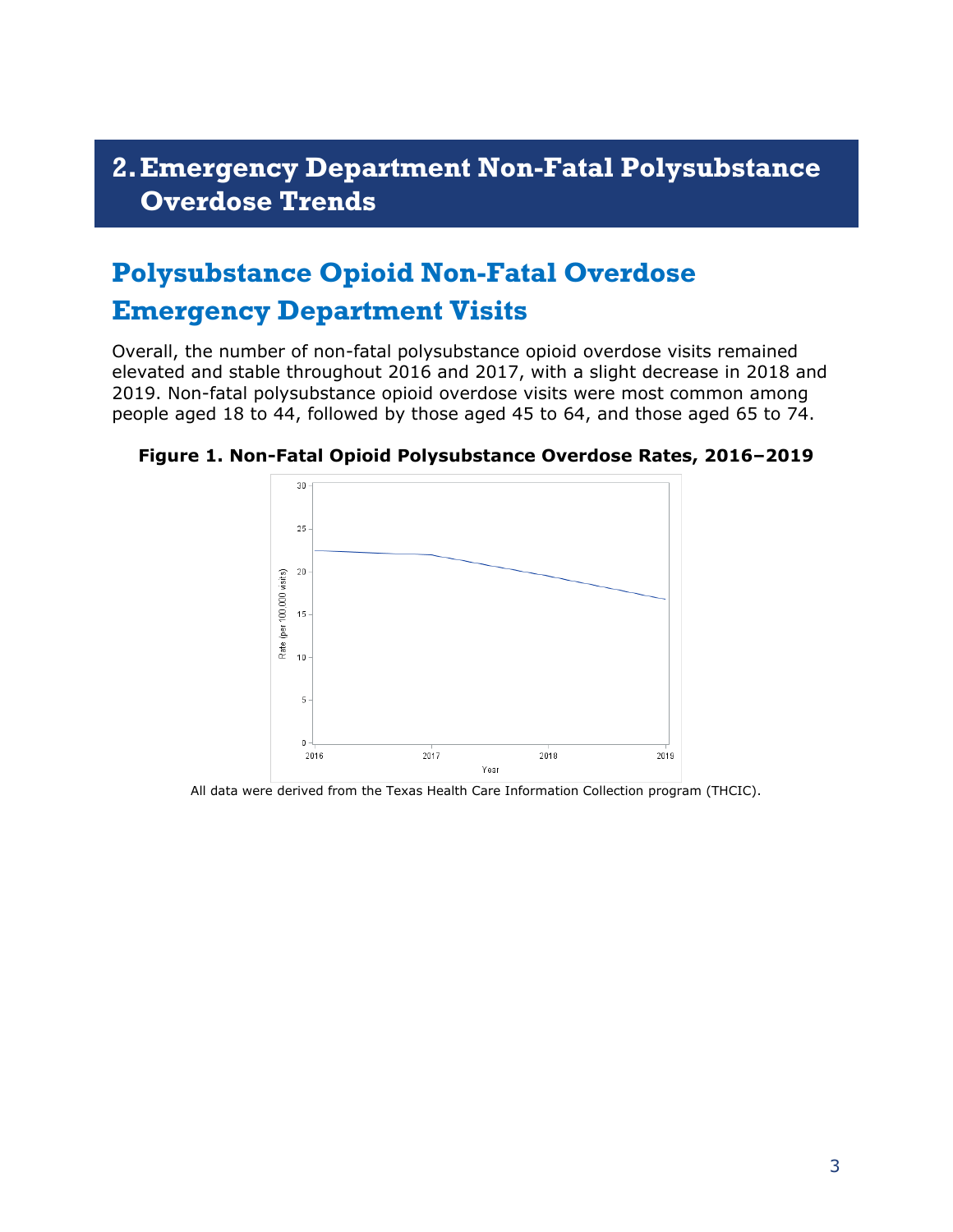## 2. Emergency Department Non-Fatal Polysubstance Overdose Trends

### Polysubstance Opioid Non-Fatal Overdose Emergency Department Visits

Overall, the number of non-fatal polysubstance opioid overdose visits remained elevated and stable throughout 2016 and 2017, with a slight decrease in 2018 and 2019. Non-fatal polysubstance opioid overdose visits were most common among people aged 18 to 44, followed by those aged 45 to 64, and those aged 65 to 74.

**Figure 1. Non-Fatal Opioid Polysubstance Overdose Rates, 2016–2019**

All data were derived from the Texas Health Care Information Collection program (THCIC).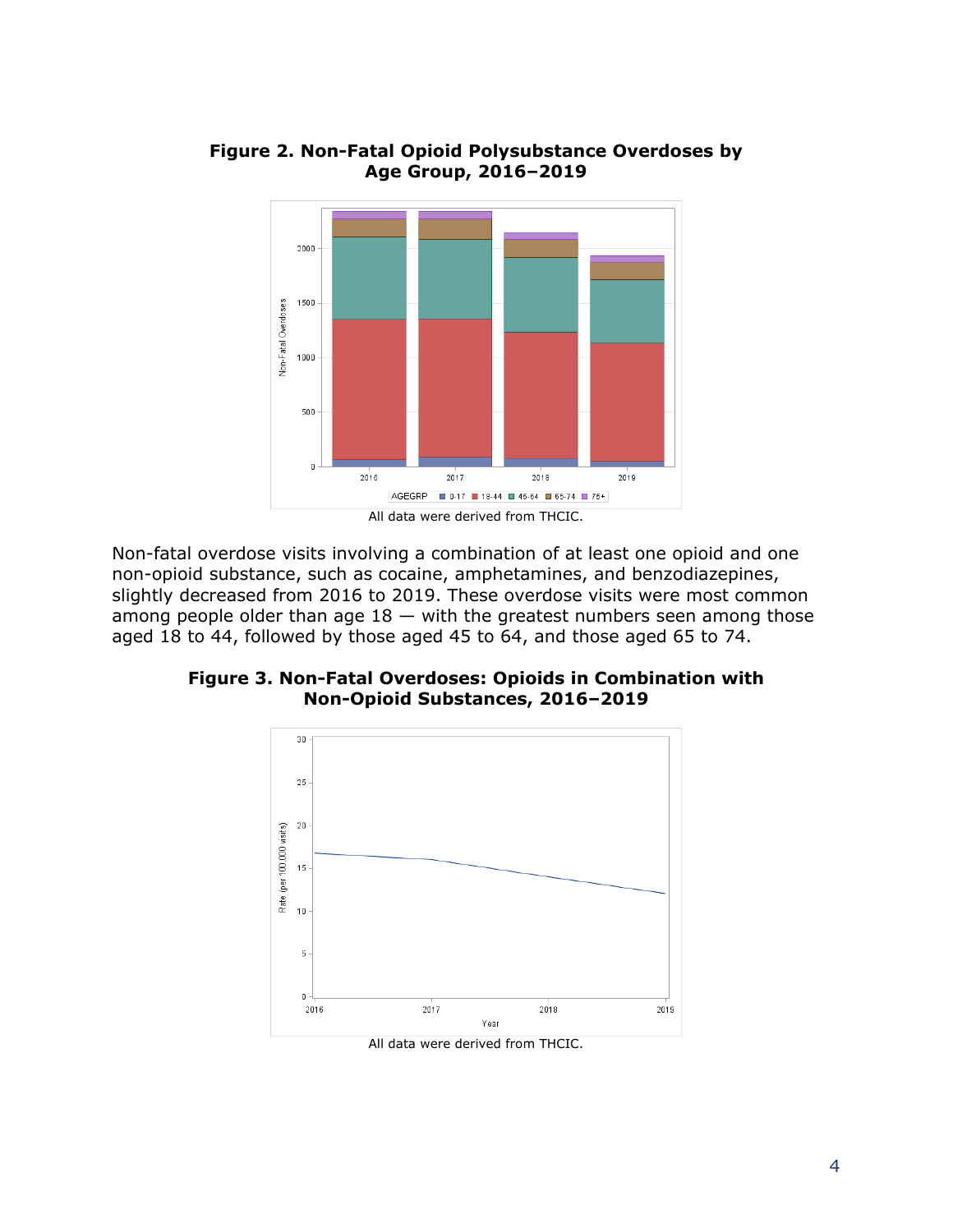**Figure 2. Non-Fatal Opioid Polysubstance Overdoses by Age Group, 2016–2019**

All data were derived from THCIC.

Non-fatal overdose visits involving a combination of at least one opioid and one non-opioid substance, such as cocaine, amphetamines, and benzodiazepines, slightly decreased from 2016 to 2019. These overdose visits were most common among people older than age 18 — with the greatest numbers seen among those aged 18 to 44, followed by those aged 45 to 64, and those aged 65 to 74.

**Figure 3. Non-Fatal Overdoses: Opioids in Combination with Non-Opioid Substances, 2016–2019**

All data were derived from THCIC.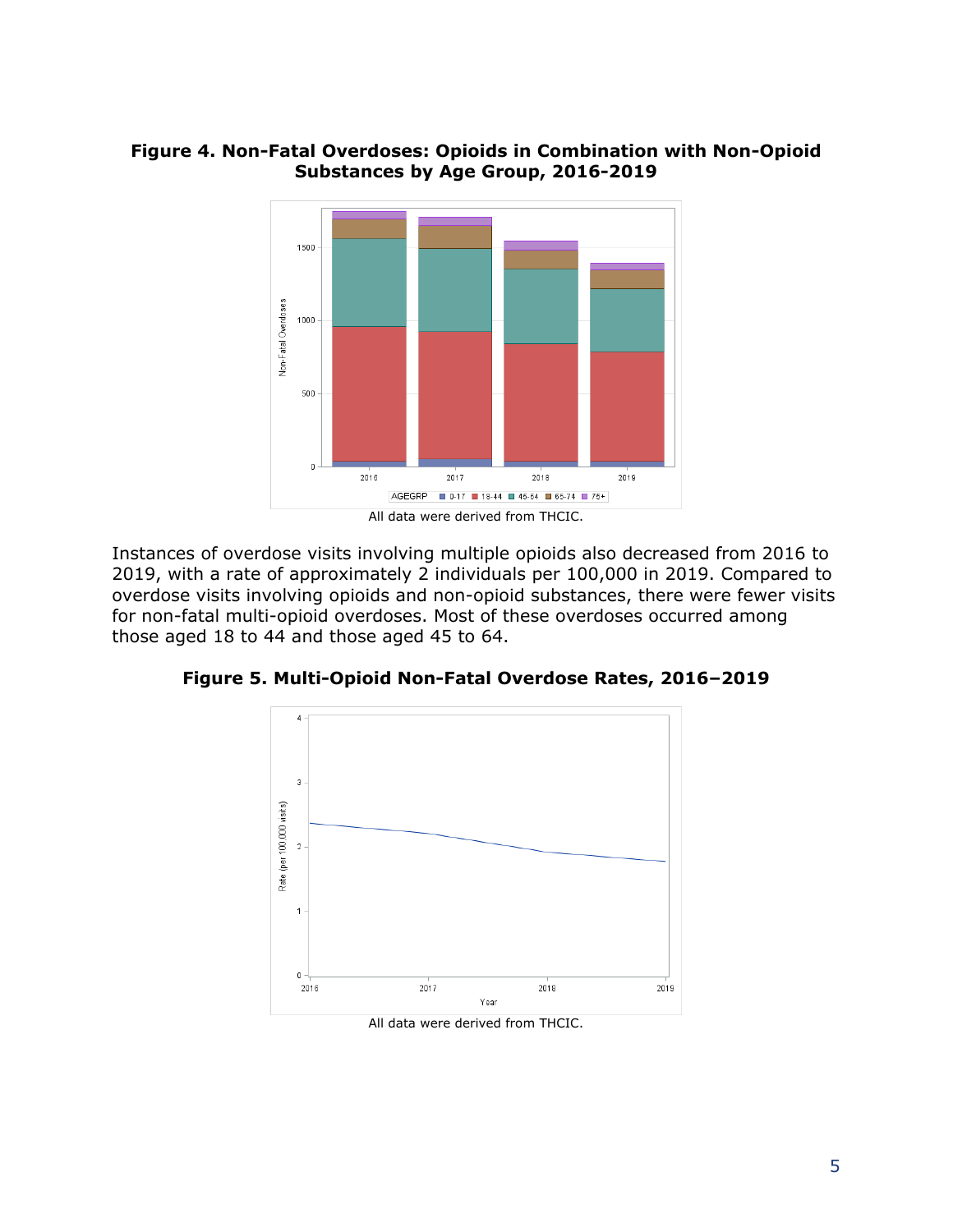**Figure 4. Non-Fatal Overdoses: Opioids in Combination with Non-Opioid Substances by Age Group, 2016-2019**

All data were derived from THCIC.

Instances of overdose visits involving multiple opioids also decreased from 2016 to 2019, with a rate of approximately 2 individuals per 100,000 in 2019. Compared to overdose visits involving opioids and non-opioid substances, there were fewer visits for non-fatal multi-opioid overdoses. Most of these overdoses occurred among those aged 18 to 44 and those aged 45 to 64.

**Figure 5. Multi-Opioid Non-Fatal Overdose Rates, 2016–2019**

All data were derived from THCIC.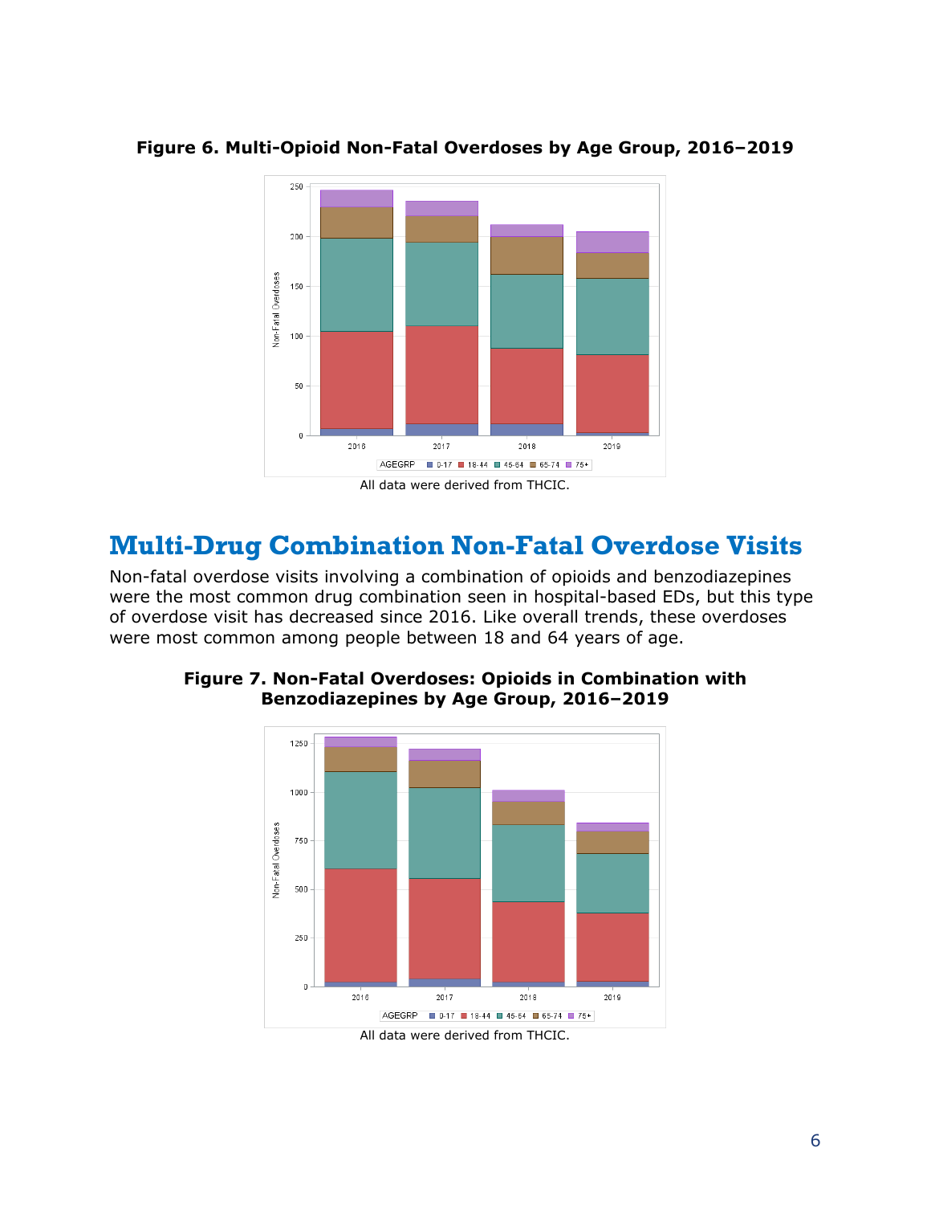**Figure 6. Multi-Opioid Non-Fatal Overdoses by Age Group, 2016–2019**

All data were derived from THCIC.

## Multi-Drug Combination Non-Fatal Overdose Visits

Non-fatal overdose visits involving a combination of opioids and benzodiazepines were the most common drug combination seen in hospital-based EDs, but this type of overdose visit has decreased since 2016. Like overall trends, these overdoses were most common among people between 18 and 64 years of age.

**Figure 7. Non-Fatal Overdoses: Opioids in Combination with Benzodiazepines by Age Group, 2016–2019**

All data were derived from THCIC.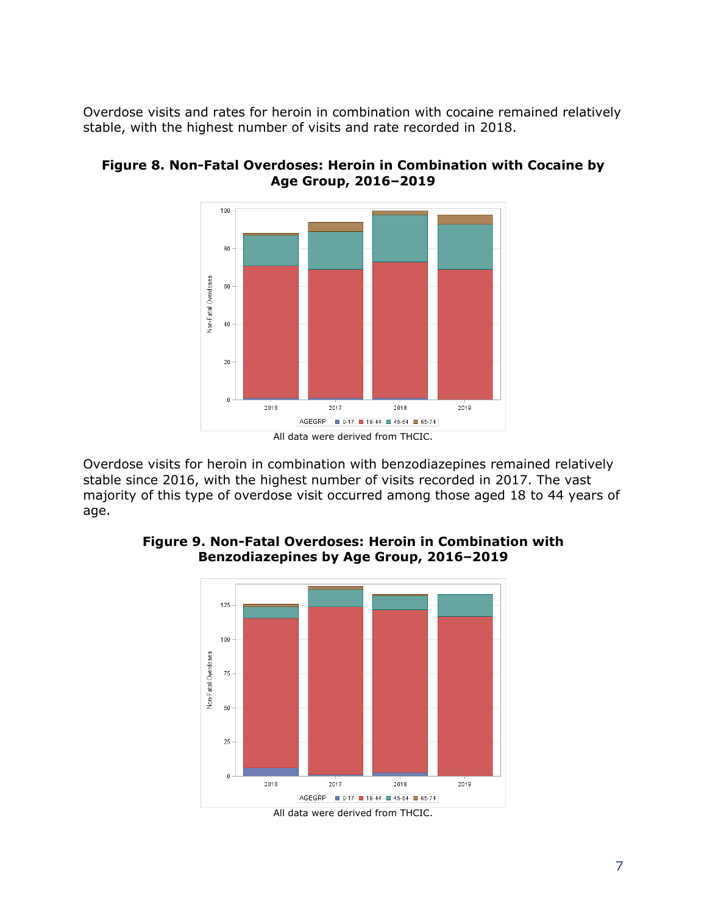Overdose visits and rates for heroin in combination with cocaine remained relatively stable, with the highest number of visits and rate recorded in 2018.

**Figure 8. Non-Fatal Overdoses: Heroin in Combination with Cocaine by Age Group, 2016–2019**

All data were derived from THCIC.

Overdose visits for heroin in combination with benzodiazepines remained relatively stable since 2016, with the highest number of visits recorded in 2017. The vast majority of this type of overdose visit occurred among those aged 18 to 44 years of age.

**Figure 9. Non-Fatal Overdoses: Heroin in Combination with Benzodiazepines by Age Group, 2016–2019**

All data were derived from THCIC.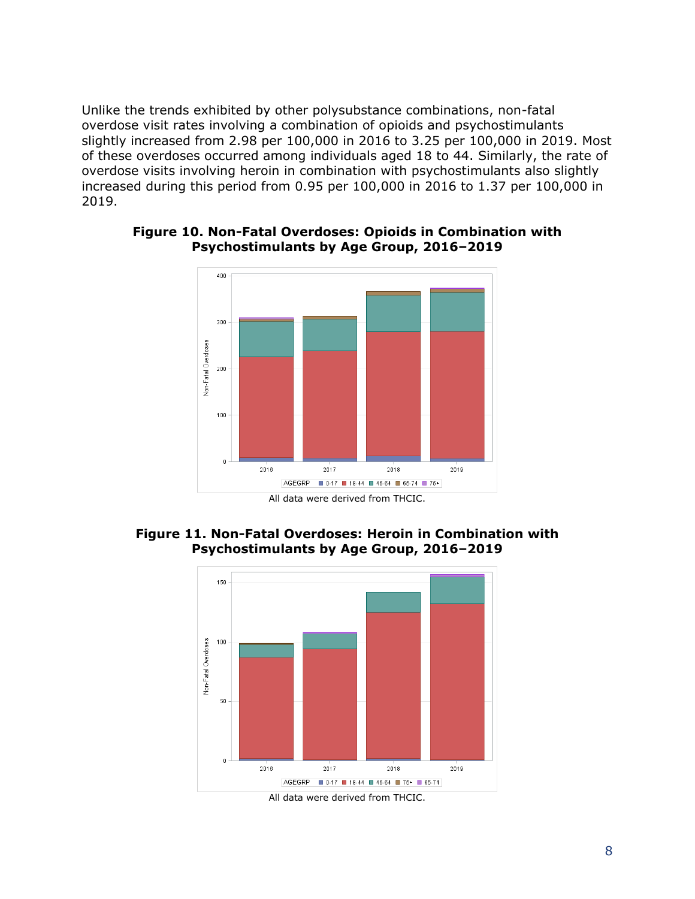Unlike the trends exhibited by other polysubstance combinations, non-fatal overdose visit rates involving a combination of opioids and psychostimulants slightly increased from 2.98 per 100,000 in 2016 to 3.25 per 100,000 in 2019. Most of these overdoses occurred among individuals aged 18 to 44. Similarly, the rate of overdose visits involving heroin in combination with psychostimulants also slightly increased during this period from 0.95 per 100,000 in 2016 to 1.37 per 100,000 in 2019.

**Figure 10. Non-Fatal Overdoses: Opioids in Combination with Psychostimulants by Age Group, 2016–2019**

All data were derived from THCIC.

**Figure 11. Non-Fatal Overdoses: Heroin in Combination with Psychostimulants by Age Group, 2016–2019**

All data were derived from THCIC.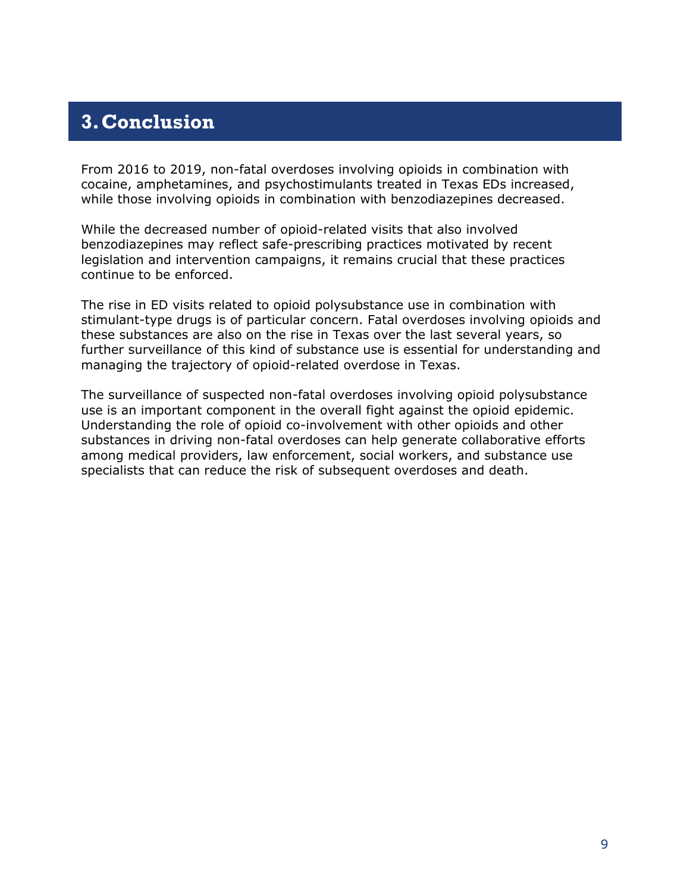# 3. Conclusion

From 2016 to 2019, non-fatal overdoses involving opioids in combination with cocaine, amphetamines, and psychostimulants treated in Texas EDs increased, while those involving opioids in combination with benzodiazepines decreased.

While the decreased number of opioid-related visits that also involved benzodiazepines may reflect safe-prescribing practices motivated by recent legislation and intervention campaigns, it remains crucial that these practices continue to be enforced.

The rise in ED visits related to opioid polysubstance use in combination with stimulant-type drugs is of particular concern. Fatal overdoses involving opioids and these substances are also on the rise in Texas over the last several years, so further surveillance of this kind of substance use is essential for understanding and managing the trajectory of opioid-related overdose in Texas.

The surveillance of suspected non-fatal overdoses involving opioid polysubstance use is an important component in the overall fight against the opioid epidemic. Understanding the role of opioid co-involvement with other opioids and other substances in driving non-fatal overdoses can help generate collaborative efforts among medical providers, law enforcement, social workers, and substance use specialists that can reduce the risk of subsequent overdoses and death.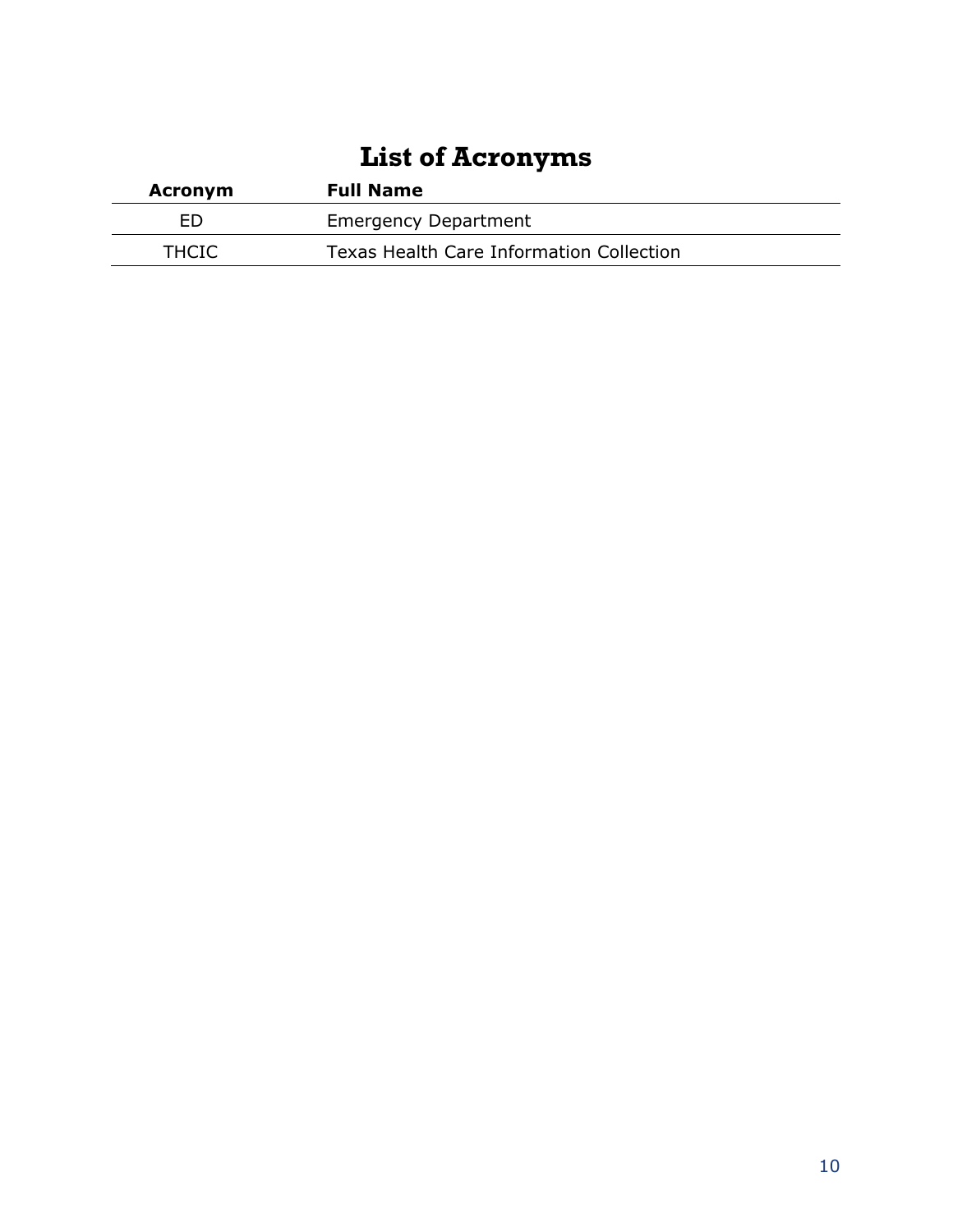# List of Acronyms

| Acronym | Full Name |
| --- | --- |
| ED | Emergency Department |
| THCIC | Texas Health Care Information Collection |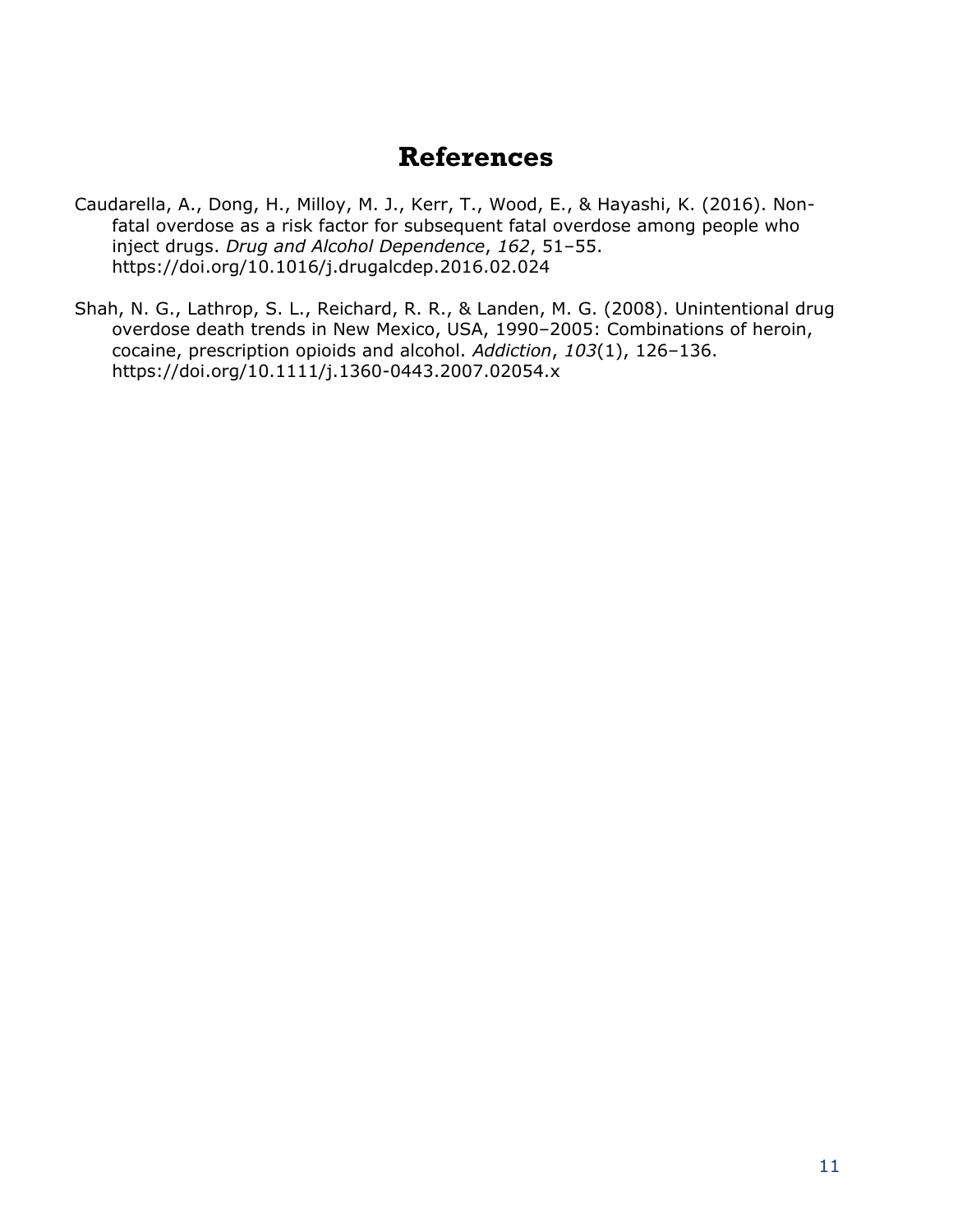# References

Caudarella, A., Dong, H., Milloy, M. J., Kerr, T., Wood, E., & Hayashi, K. (2016). Non-fatal overdose as a risk factor for subsequent fatal overdose among people who inject drugs. *Drug and Alcohol Dependence*, *162*, 51–55. https://doi.org/10.1016/j.drugalcdep.2016.02.024

Shah, N. G., Lathrop, S. L., Reichard, R. R., & Landen, M. G. (2008). Unintentional drug overdose death trends in New Mexico, USA, 1990–2005: Combinations of heroin, cocaine, prescription opioids and alcohol. *Addiction*, *103*(1), 126–136. https://doi.org/10.1111/j.1360-0443.2007.02054.x